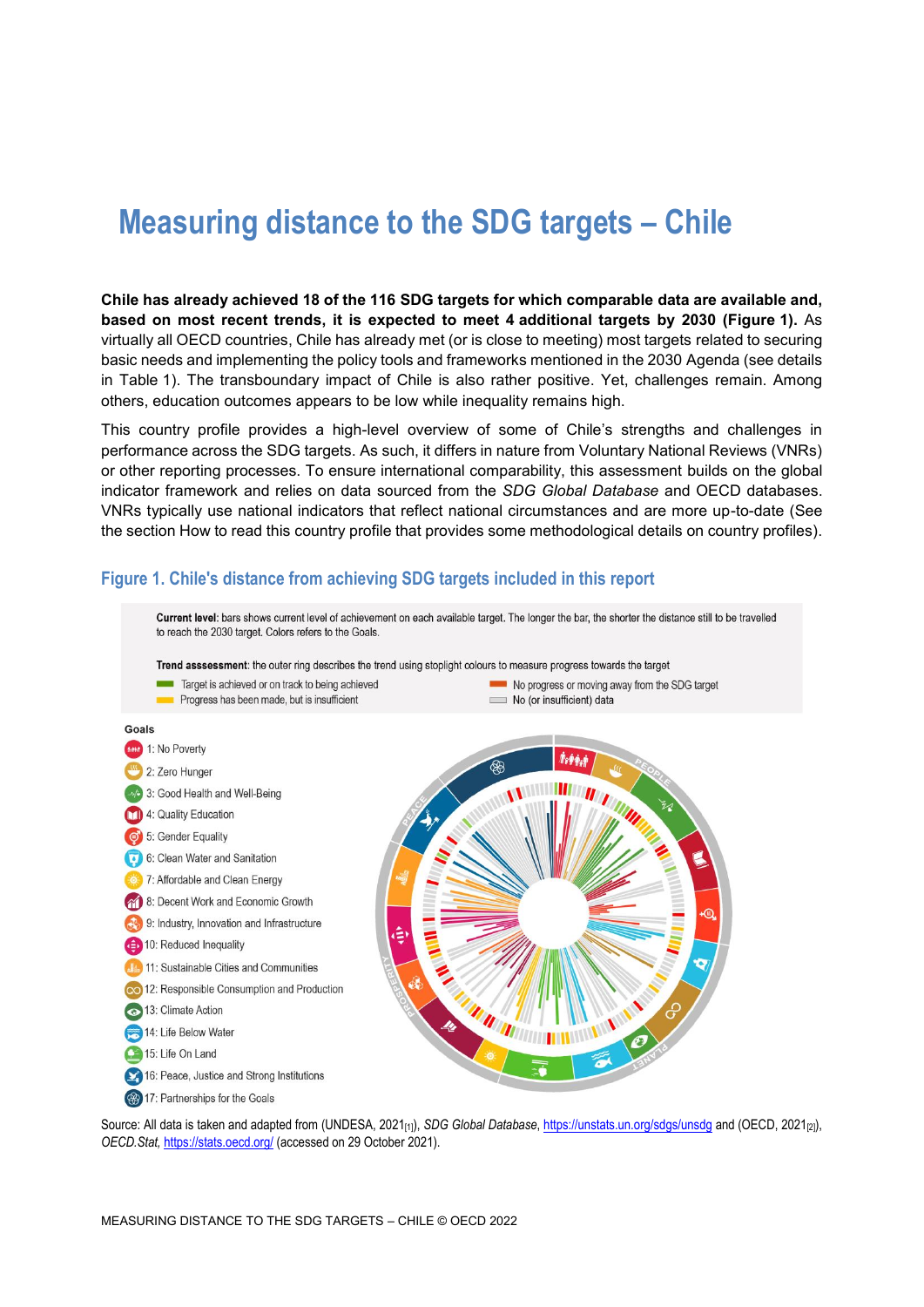# Measuring distance to the SDG targets – Chile

**Chile has already achieved 18 of the 116 SDG targets for which comparable data are available and, based on most recent trends, it is expected to meet 4 additional targets by 2030 (Figure 1).** As virtually all OECD countries, Chile has already met (or is close to meeting) most targets related to securing basic needs and implementing the policy tools and frameworks mentioned in the 2030 Agenda (see details in Table 1). The transboundary impact of Chile is also rather positive. Yet, challenges remain. Among others, education outcomes appears to be low while inequality remains high.

This country profile provides a high-level overview of some of Chile's strengths and challenges in performance across the SDG targets. As such, it differs in nature from Voluntary National Reviews (VNRs) or other reporting processes. To ensure international comparability, this assessment builds on the global indicator framework and relies on data sourced from the *SDG Global Database* and OECD databases. VNRs typically use national indicators that reflect national circumstances and are more up-to-date (See the section How to read this country profile that provides some methodological details on country profiles).

### Figure 1. Chile's distance from achieving SDG targets included in this report

**Current level**: bars shows current level of achievement on each available target. The longer the bar, the shorter the distance still to be travelled to reach the 2030 target. Colors refers to the Goals.

**Trend assessment**: the outer ring describes the trend using stoplight colours to measure progress towards the target

- Target is achieved or on track to being achieved
- Progress has been made, but is insufficient
- No progress or moving away from the SDG target
- No (or insufficient) data

**Goals**

- 1: No Poverty
- 2: Zero Hunger
- 3: Good Health and Well-Being
- 4: Quality Education
- 5: Gender Equality
- 6: Clean Water and Sanitation
- 7: Affordable and Clean Energy
- 8: Decent Work and Economic Growth
- 9: Industry, Innovation and Infrastructure
- 10: Reduced Inequality
- 11: Sustainable Cities and Communities
- 12: Responsible Consumption and Production
- 13: Climate Action
- 14: Life Below Water
- 15: Life On Land
- 16: Peace, Justice and Strong Institutions
- 17: Partnerships for the Goals

Source: All data is taken and adapted from (UNDESA, 2021[1]), *SDG Global Database*, https://unstats.un.org/sdgs/unsdg and (OECD, 2021[2]), *OECD.Stat*, https://stats.oecd.org/ (accessed on 29 October 2021).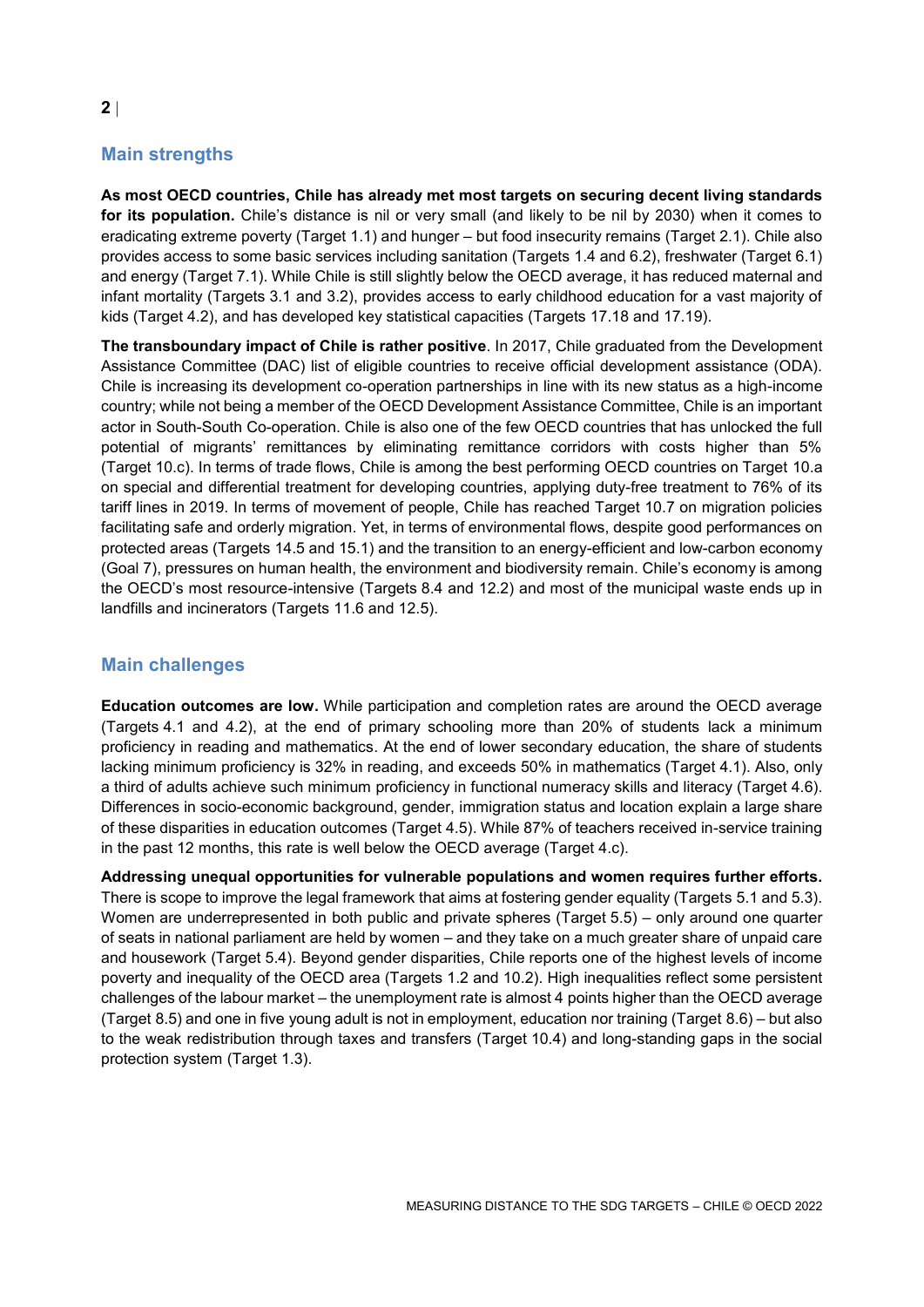## Main strengths

**As most OECD countries, Chile has already met most targets on securing decent living standards for its population.** Chile's distance is nil or very small (and likely to be nil by 2030) when it comes to eradicating extreme poverty (Target 1.1) and hunger – but food insecurity remains (Target 2.1). Chile also provides access to some basic services including sanitation (Targets 1.4 and 6.2), freshwater (Target 6.1) and energy (Target 7.1). While Chile is still slightly below the OECD average, it has reduced maternal and infant mortality (Targets 3.1 and 3.2), provides access to early childhood education for a vast majority of kids (Target 4.2), and has developed key statistical capacities (Targets 17.18 and 17.19).

**The transboundary impact of Chile is rather positive**. In 2017, Chile graduated from the Development Assistance Committee (DAC) list of eligible countries to receive official development assistance (ODA). Chile is increasing its development co-operation partnerships in line with its new status as a high-income country; while not being a member of the OECD Development Assistance Committee, Chile is an important actor in South-South Co-operation. Chile is also one of the few OECD countries that has unlocked the full potential of migrants' remittances by eliminating remittance corridors with costs higher than 5% (Target 10.c). In terms of trade flows, Chile is among the best performing OECD countries on Target 10.a on special and differential treatment for developing countries, applying duty-free treatment to 76% of its tariff lines in 2019. In terms of movement of people, Chile has reached Target 10.7 on migration policies facilitating safe and orderly migration. Yet, in terms of environmental flows, despite good performances on protected areas (Targets 14.5 and 15.1) and the transition to an energy-efficient and low-carbon economy (Goal 7), pressures on human health, the environment and biodiversity remain. Chile's economy is among the OECD's most resource-intensive (Targets 8.4 and 12.2) and most of the municipal waste ends up in landfills and incinerators (Targets 11.6 and 12.5).

## Main challenges

**Education outcomes are low.** While participation and completion rates are around the OECD average (Targets 4.1 and 4.2), at the end of primary schooling more than 20% of students lack a minimum proficiency in reading and mathematics. At the end of lower secondary education, the share of students lacking minimum proficiency is 32% in reading, and exceeds 50% in mathematics (Target 4.1). Also, only a third of adults achieve such minimum proficiency in functional numeracy skills and literacy (Target 4.6). Differences in socio-economic background, gender, immigration status and location explain a large share of these disparities in education outcomes (Target 4.5). While 87% of teachers received in-service training in the past 12 months, this rate is well below the OECD average (Target 4.c).

**Addressing unequal opportunities for vulnerable populations and women requires further efforts.** There is scope to improve the legal framework that aims at fostering gender equality (Targets 5.1 and 5.3). Women are underrepresented in both public and private spheres (Target 5.5) – only around one quarter of seats in national parliament are held by women – and they take on a much greater share of unpaid care and housework (Target 5.4). Beyond gender disparities, Chile reports one of the highest levels of income poverty and inequality of the OECD area (Targets 1.2 and 10.2). High inequalities reflect some persistent challenges of the labour market – the unemployment rate is almost 4 points higher than the OECD average (Target 8.5) and one in five young adult is not in employment, education nor training (Target 8.6) – but also to the weak redistribution through taxes and transfers (Target 10.4) and long-standing gaps in the social protection system (Target 1.3).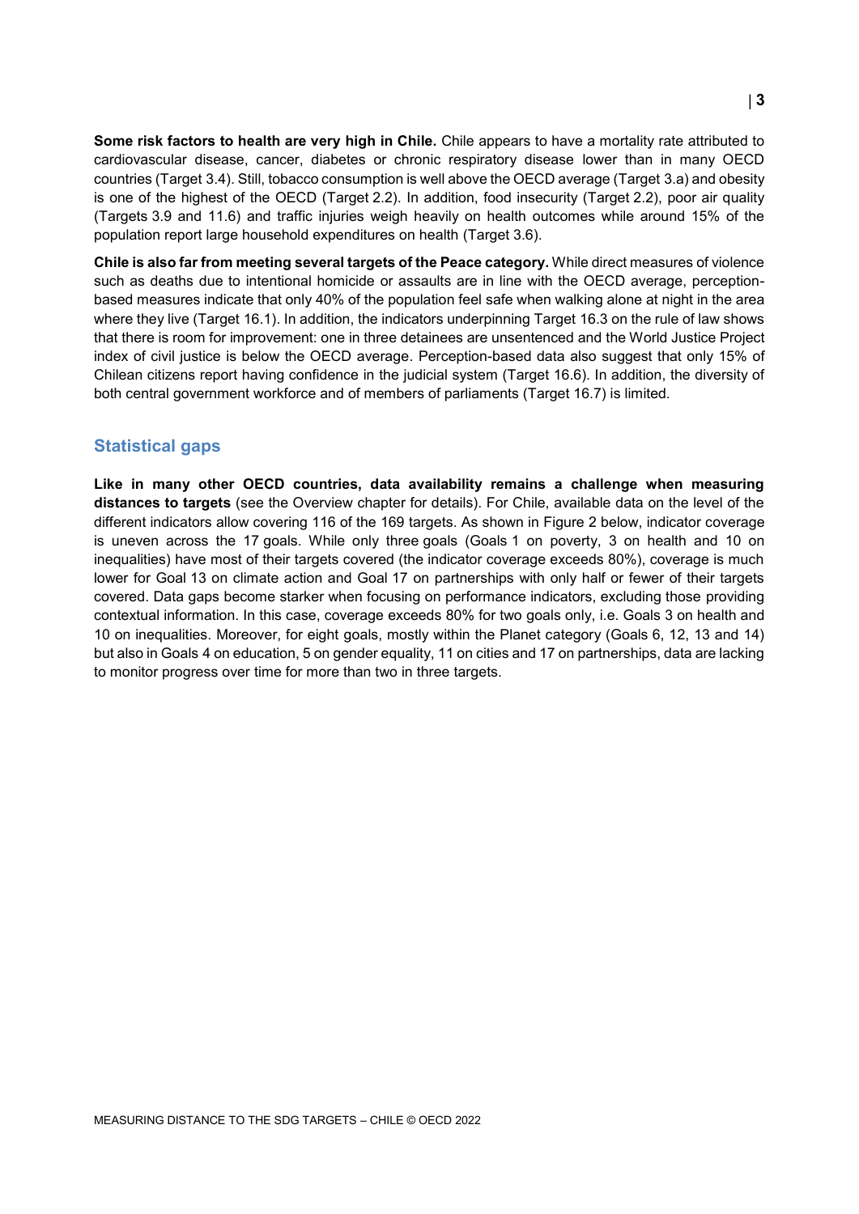**Some risk factors to health are very high in Chile.** Chile appears to have a mortality rate attributed to cardiovascular disease, cancer, diabetes or chronic respiratory disease lower than in many OECD countries (Target 3.4). Still, tobacco consumption is well above the OECD average (Target 3.a) and obesity is one of the highest of the OECD (Target 2.2). In addition, food insecurity (Target 2.2), poor air quality (Targets 3.9 and 11.6) and traffic injuries weigh heavily on health outcomes while around 15% of the population report large household expenditures on health (Target 3.6).

**Chile is also far from meeting several targets of the Peace category.** While direct measures of violence such as deaths due to intentional homicide or assaults are in line with the OECD average, perception-based measures indicate that only 40% of the population feel safe when walking alone at night in the area where they live (Target 16.1). In addition, the indicators underpinning Target 16.3 on the rule of law shows that there is room for improvement: one in three detainees are unsentenced and the World Justice Project index of civil justice is below the OECD average. Perception-based data also suggest that only 15% of Chilean citizens report having confidence in the judicial system (Target 16.6). In addition, the diversity of both central government workforce and of members of parliaments (Target 16.7) is limited.

## Statistical gaps

**Like in many other OECD countries, data availability remains a challenge when measuring distances to targets** (see the Overview chapter for details). For Chile, available data on the level of the different indicators allow covering 116 of the 169 targets. As shown in Figure 2 below, indicator coverage is uneven across the 17 goals. While only three goals (Goals 1 on poverty, 3 on health and 10 on inequalities) have most of their targets covered (the indicator coverage exceeds 80%), coverage is much lower for Goal 13 on climate action and Goal 17 on partnerships with only half or fewer of their targets covered. Data gaps become starker when focusing on performance indicators, excluding those providing contextual information. In this case, coverage exceeds 80% for two goals only, i.e. Goals 3 on health and 10 on inequalities. Moreover, for eight goals, mostly within the Planet category (Goals 6, 12, 13 and 14) but also in Goals 4 on education, 5 on gender equality, 11 on cities and 17 on partnerships, data are lacking to monitor progress over time for more than two in three targets.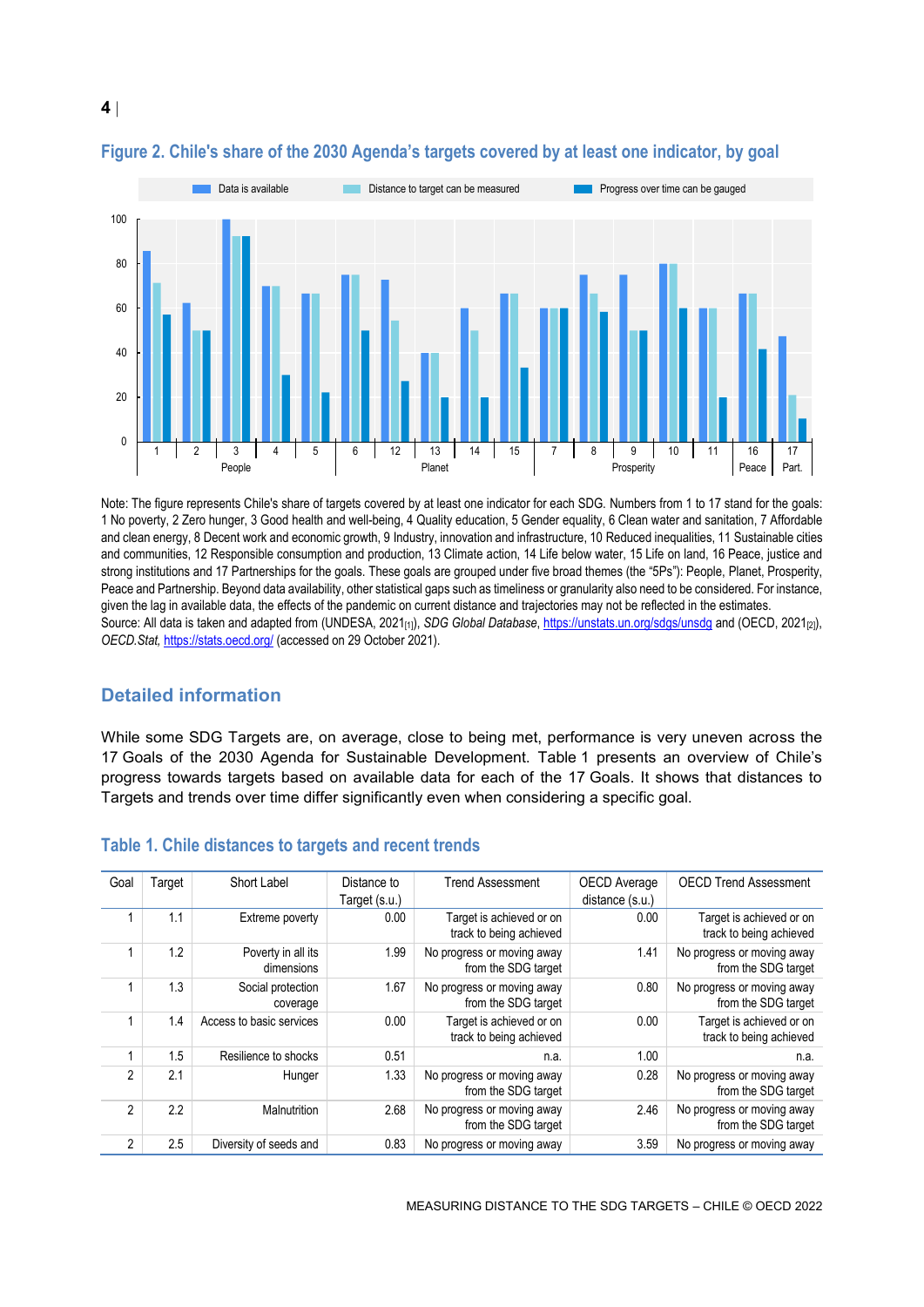### Figure 2. Chile's share of the 2030 Agenda's targets covered by at least one indicator, by goal

Note: The figure represents Chile's share of targets covered by at least one indicator for each SDG. Numbers from 1 to 17 stand for the goals: 1 No poverty, 2 Zero hunger, 3 Good health and well-being, 4 Quality education, 5 Gender equality, 6 Clean water and sanitation, 7 Affordable and clean energy, 8 Decent work and economic growth, 9 Industry, innovation and infrastructure, 10 Reduced inequalities, 11 Sustainable cities and communities, 12 Responsible consumption and production, 13 Climate action, 14 Life below water, 15 Life on land, 16 Peace, justice and strong institutions and 17 Partnerships for the goals. These goals are grouped under five broad themes (the "5Ps"): People, Planet, Prosperity, Peace and Partnership. Beyond data availability, other statistical gaps such as timeliness or granularity also need to be considered. For instance, given the lag in available data, the effects of the pandemic on current distance and trajectories may not be reflected in the estimates.
Source: All data is taken and adapted from (UNDESA, 2021[1]), *SDG Global Database*, https://unstats.un.org/sdgs/unsdg and (OECD, 2021[2]), *OECD.Stat*, https://stats.oecd.org/ (accessed on 29 October 2021).

## Detailed information

While some SDG Targets are, on average, close to being met, performance is very uneven across the 17 Goals of the 2030 Agenda for Sustainable Development. Table 1 presents an overview of Chile's progress towards targets based on available data for each of the 17 Goals. It shows that distances to Targets and trends over time differ significantly even when considering a specific goal.

### Table 1. Chile distances to targets and recent trends

| Goal | Target | Short Label | Distance to Target (s.u.) | Trend Assessment | OECD Average distance (s.u.) | OECD Trend Assessment |
|---|---|---|---|---|---|---|
| 1 | 1.1 | Extreme poverty | 0.00 | Target is achieved or on track to being achieved | 0.00 | Target is achieved or on track to being achieved |
| 1 | 1.2 | Poverty in all its dimensions | 1.99 | No progress or moving away from the SDG target | 1.41 | No progress or moving away from the SDG target |
| 1 | 1.3 | Social protection coverage | 1.67 | No progress or moving away from the SDG target | 0.80 | No progress or moving away from the SDG target |
| 1 | 1.4 | Access to basic services | 0.00 | Target is achieved or on track to being achieved | 0.00 | Target is achieved or on track to being achieved |
| 1 | 1.5 | Resilience to shocks | 0.51 | n.a. | 1.00 | n.a. |
| 2 | 2.1 | Hunger | 1.33 | No progress or moving away from the SDG target | 0.28 | No progress or moving away from the SDG target |
| 2 | 2.2 | Malnutrition | 2.68 | No progress or moving away from the SDG target | 2.46 | No progress or moving away from the SDG target |
| 2 | 2.5 | Diversity of seeds and | 0.83 | No progress or moving away | 3.59 | No progress or moving away |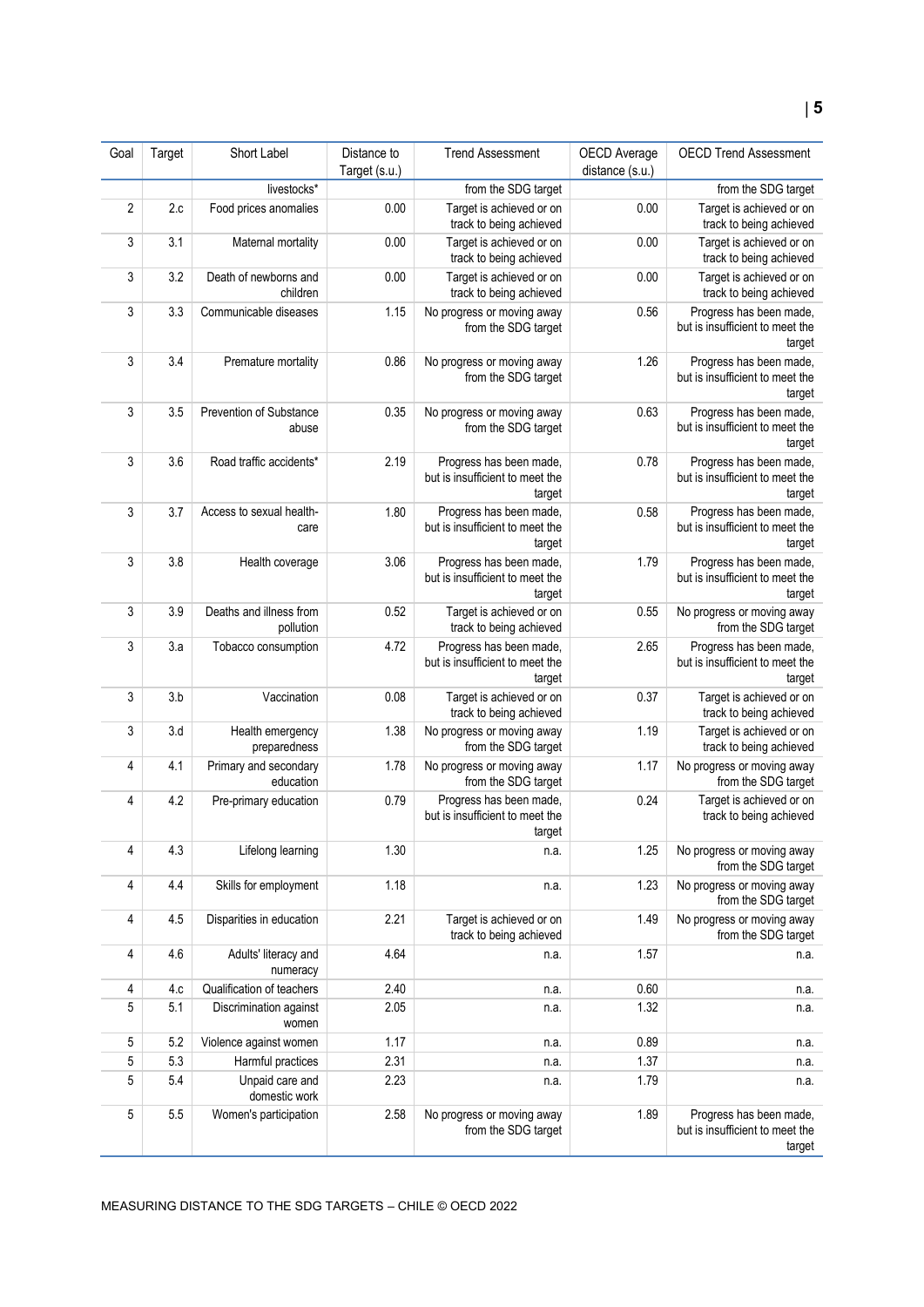| Goal | Target | Short Label | Distance to Target (s.u.) | Trend Assessment | OECD Average distance (s.u.) | OECD Trend Assessment |
|---|---|---|---|---|---|---|
| | | livestocks* | | from the SDG target | | from the SDG target |
| 2 | 2.c | Food prices anomalies | 0.00 | Target is achieved or on track to being achieved | 0.00 | Target is achieved or on track to being achieved |
| 3 | 3.1 | Maternal mortality | 0.00 | Target is achieved or on track to being achieved | 0.00 | Target is achieved or on track to being achieved |
| 3 | 3.2 | Death of newborns and children | 0.00 | Target is achieved or on track to being achieved | 0.00 | Target is achieved or on track to being achieved |
| 3 | 3.3 | Communicable diseases | 1.15 | No progress or moving away from the SDG target | 0.56 | Progress has been made, but is insufficient to meet the target |
| 3 | 3.4 | Premature mortality | 0.86 | No progress or moving away from the SDG target | 1.26 | Progress has been made, but is insufficient to meet the target |
| 3 | 3.5 | Prevention of Substance abuse | 0.35 | No progress or moving away from the SDG target | 0.63 | Progress has been made, but is insufficient to meet the target |
| 3 | 3.6 | Road traffic accidents* | 2.19 | Progress has been made, but is insufficient to meet the target | 0.78 | Progress has been made, but is insufficient to meet the target |
| 3 | 3.7 | Access to sexual health-care | 1.80 | Progress has been made, but is insufficient to meet the target | 0.58 | Progress has been made, but is insufficient to meet the target |
| 3 | 3.8 | Health coverage | 3.06 | Progress has been made, but is insufficient to meet the target | 1.79 | Progress has been made, but is insufficient to meet the target |
| 3 | 3.9 | Deaths and illness from pollution | 0.52 | Target is achieved or on track to being achieved | 0.55 | No progress or moving away from the SDG target |
| 3 | 3.a | Tobacco consumption | 4.72 | Progress has been made, but is insufficient to meet the target | 2.65 | Progress has been made, but is insufficient to meet the target |
| 3 | 3.b | Vaccination | 0.08 | Target is achieved or on track to being achieved | 0.37 | Target is achieved or on track to being achieved |
| 3 | 3.d | Health emergency preparedness | 1.38 | No progress or moving away from the SDG target | 1.19 | Target is achieved or on track to being achieved |
| 4 | 4.1 | Primary and secondary education | 1.78 | No progress or moving away from the SDG target | 1.17 | No progress or moving away from the SDG target |
| 4 | 4.2 | Pre-primary education | 0.79 | Progress has been made, but is insufficient to meet the target | 0.24 | Target is achieved or on track to being achieved |
| 4 | 4.3 | Lifelong learning | 1.30 | n.a. | 1.25 | No progress or moving away from the SDG target |
| 4 | 4.4 | Skills for employment | 1.18 | n.a. | 1.23 | No progress or moving away from the SDG target |
| 4 | 4.5 | Disparities in education | 2.21 | Target is achieved or on track to being achieved | 1.49 | No progress or moving away from the SDG target |
| 4 | 4.6 | Adults' literacy and numeracy | 4.64 | n.a. | 1.57 | n.a. |
| 4 | 4.c | Qualification of teachers | 2.40 | n.a. | 0.60 | n.a. |
| 5 | 5.1 | Discrimination against women | 2.05 | n.a. | 1.32 | n.a. |
| 5 | 5.2 | Violence against women | 1.17 | n.a. | 0.89 | n.a. |
| 5 | 5.3 | Harmful practices | 2.31 | n.a. | 1.37 | n.a. |
| 5 | 5.4 | Unpaid care and domestic work | 2.23 | n.a. | 1.79 | n.a. |
| 5 | 5.5 | Women's participation | 2.58 | No progress or moving away from the SDG target | 1.89 | Progress has been made, but is insufficient to meet the target |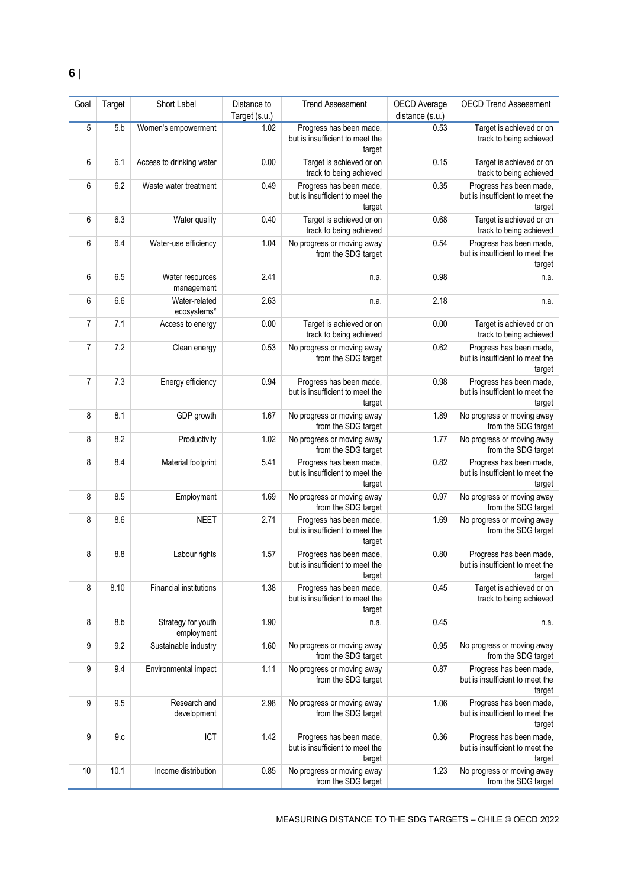| Goal | Target | Short Label | Distance to Target (s.u.) | Trend Assessment | OECD Average distance (s.u.) | OECD Trend Assessment |
|---|---|---|---|---|---|---|
| 5 | 5.b | Women's empowerment | 1.02 | Progress has been made, but is insufficient to meet the target | 0.53 | Target is achieved or on track to being achieved |
| 6 | 6.1 | Access to drinking water | 0.00 | Target is achieved or on track to being achieved | 0.15 | Target is achieved or on track to being achieved |
| 6 | 6.2 | Waste water treatment | 0.49 | Progress has been made, but is insufficient to meet the target | 0.35 | Progress has been made, but is insufficient to meet the target |
| 6 | 6.3 | Water quality | 0.40 | Target is achieved or on track to being achieved | 0.68 | Target is achieved or on track to being achieved |
| 6 | 6.4 | Water-use efficiency | 1.04 | No progress or moving away from the SDG target | 0.54 | Progress has been made, but is insufficient to meet the target |
| 6 | 6.5 | Water resources management | 2.41 | n.a. | 0.98 | n.a. |
| 6 | 6.6 | Water-related ecosystems* | 2.63 | n.a. | 2.18 | n.a. |
| 7 | 7.1 | Access to energy | 0.00 | Target is achieved or on track to being achieved | 0.00 | Target is achieved or on track to being achieved |
| 7 | 7.2 | Clean energy | 0.53 | No progress or moving away from the SDG target | 0.62 | Progress has been made, but is insufficient to meet the target |
| 7 | 7.3 | Energy efficiency | 0.94 | Progress has been made, but is insufficient to meet the target | 0.98 | Progress has been made, but is insufficient to meet the target |
| 8 | 8.1 | GDP growth | 1.67 | No progress or moving away from the SDG target | 1.89 | No progress or moving away from the SDG target |
| 8 | 8.2 | Productivity | 1.02 | No progress or moving away from the SDG target | 1.77 | No progress or moving away from the SDG target |
| 8 | 8.4 | Material footprint | 5.41 | Progress has been made, but is insufficient to meet the target | 0.82 | Progress has been made, but is insufficient to meet the target |
| 8 | 8.5 | Employment | 1.69 | No progress or moving away from the SDG target | 0.97 | No progress or moving away from the SDG target |
| 8 | 8.6 | NEET | 2.71 | Progress has been made, but is insufficient to meet the target | 1.69 | No progress or moving away from the SDG target |
| 8 | 8.8 | Labour rights | 1.57 | Progress has been made, but is insufficient to meet the target | 0.80 | Progress has been made, but is insufficient to meet the target |
| 8 | 8.10 | Financial institutions | 1.38 | Progress has been made, but is insufficient to meet the target | 0.45 | Target is achieved or on track to being achieved |
| 8 | 8.b | Strategy for youth employment | 1.90 | n.a. | 0.45 | n.a. |
| 9 | 9.2 | Sustainable industry | 1.60 | No progress or moving away from the SDG target | 0.95 | No progress or moving away from the SDG target |
| 9 | 9.4 | Environmental impact | 1.11 | No progress or moving away from the SDG target | 0.87 | Progress has been made, but is insufficient to meet the target |
| 9 | 9.5 | Research and development | 2.98 | No progress or moving away from the SDG target | 1.06 | Progress has been made, but is insufficient to meet the target |
| 9 | 9.c | ICT | 1.42 | Progress has been made, but is insufficient to meet the target | 0.36 | Progress has been made, but is insufficient to meet the target |
| 10 | 10.1 | Income distribution | 0.85 | No progress or moving away from the SDG target | 1.23 | No progress or moving away from the SDG target |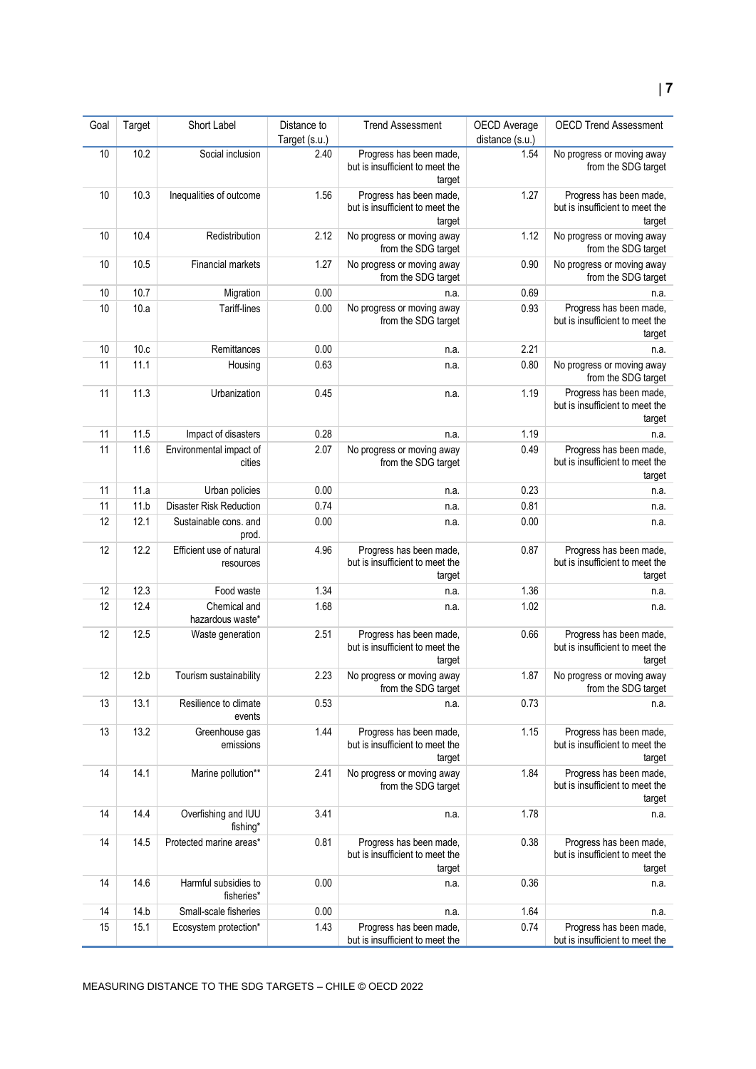| Goal | Target | Short Label | Distance to Target (s.u.) | Trend Assessment | OECD Average distance (s.u.) | OECD Trend Assessment |
|---|---|---|---|---|---|---|
| 10 | 10.2 | Social inclusion | 2.40 | Progress has been made, but is insufficient to meet the target | 1.54 | No progress or moving away from the SDG target |
| 10 | 10.3 | Inequalities of outcome | 1.56 | Progress has been made, but is insufficient to meet the target | 1.27 | Progress has been made, but is insufficient to meet the target |
| 10 | 10.4 | Redistribution | 2.12 | No progress or moving away from the SDG target | 1.12 | No progress or moving away from the SDG target |
| 10 | 10.5 | Financial markets | 1.27 | No progress or moving away from the SDG target | 0.90 | No progress or moving away from the SDG target |
| 10 | 10.7 | Migration | 0.00 | n.a. | 0.69 | n.a. |
| 10 | 10.a | Tariff-lines | 0.00 | No progress or moving away from the SDG target | 0.93 | Progress has been made, but is insufficient to meet the target |
| 10 | 10.c | Remittances | 0.00 | n.a. | 2.21 | n.a. |
| 11 | 11.1 | Housing | 0.63 | n.a. | 0.80 | No progress or moving away from the SDG target |
| 11 | 11.3 | Urbanization | 0.45 | n.a. | 1.19 | Progress has been made, but is insufficient to meet the target |
| 11 | 11.5 | Impact of disasters | 0.28 | n.a. | 1.19 | n.a. |
| 11 | 11.6 | Environmental impact of cities | 2.07 | No progress or moving away from the SDG target | 0.49 | Progress has been made, but is insufficient to meet the target |
| 11 | 11.a | Urban policies | 0.00 | n.a. | 0.23 | n.a. |
| 11 | 11.b | Disaster Risk Reduction | 0.74 | n.a. | 0.81 | n.a. |
| 12 | 12.1 | Sustainable cons. and prod. | 0.00 | n.a. | 0.00 | n.a. |
| 12 | 12.2 | Efficient use of natural resources | 4.96 | Progress has been made, but is insufficient to meet the target | 0.87 | Progress has been made, but is insufficient to meet the target |
| 12 | 12.3 | Food waste | 1.34 | n.a. | 1.36 | n.a. |
| 12 | 12.4 | Chemical and hazardous waste* | 1.68 | n.a. | 1.02 | n.a. |
| 12 | 12.5 | Waste generation | 2.51 | Progress has been made, but is insufficient to meet the target | 0.66 | Progress has been made, but is insufficient to meet the target |
| 12 | 12.b | Tourism sustainability | 2.23 | No progress or moving away from the SDG target | 1.87 | No progress or moving away from the SDG target |
| 13 | 13.1 | Resilience to climate events | 0.53 | n.a. | 0.73 | n.a. |
| 13 | 13.2 | Greenhouse gas emissions | 1.44 | Progress has been made, but is insufficient to meet the target | 1.15 | Progress has been made, but is insufficient to meet the target |
| 14 | 14.1 | Marine pollution** | 2.41 | No progress or moving away from the SDG target | 1.84 | Progress has been made, but is insufficient to meet the target |
| 14 | 14.4 | Overfishing and IUU fishing* | 3.41 | n.a. | 1.78 | n.a. |
| 14 | 14.5 | Protected marine areas* | 0.81 | Progress has been made, but is insufficient to meet the target | 0.38 | Progress has been made, but is insufficient to meet the target |
| 14 | 14.6 | Harmful subsidies to fisheries* | 0.00 | n.a. | 0.36 | n.a. |
| 14 | 14.b | Small-scale fisheries | 0.00 | n.a. | 1.64 | n.a. |
| 15 | 15.1 | Ecosystem protection* | 1.43 | Progress has been made, but is insufficient to meet the | 0.74 | Progress has been made, but is insufficient to meet the |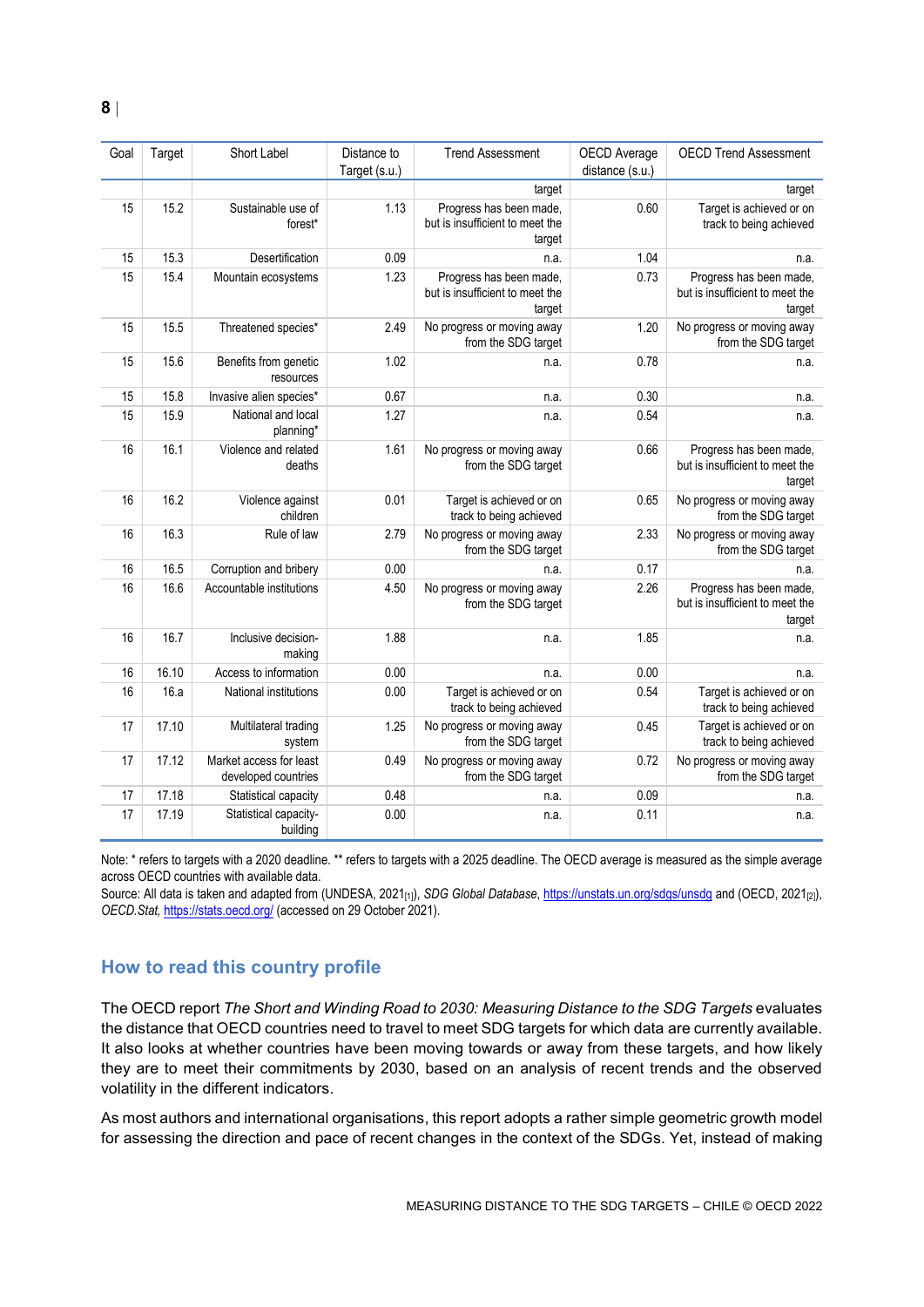| Goal | Target | Short Label | Distance to Target (s.u.) | Trend Assessment | OECD Average distance (s.u.) | OECD Trend Assessment |
|---|---|---|---|---|---|---|
| | | | | target | | target |
| 15 | 15.2 | Sustainable use of forest* | 1.13 | Progress has been made, but is insufficient to meet the target | 0.60 | Target is achieved or on track to being achieved |
| 15 | 15.3 | Desertification | 0.09 | n.a. | 1.04 | n.a. |
| 15 | 15.4 | Mountain ecosystems | 1.23 | Progress has been made, but is insufficient to meet the target | 0.73 | Progress has been made, but is insufficient to meet the target |
| 15 | 15.5 | Threatened species* | 2.49 | No progress or moving away from the SDG target | 1.20 | No progress or moving away from the SDG target |
| 15 | 15.6 | Benefits from genetic resources | 1.02 | n.a. | 0.78 | n.a. |
| 15 | 15.8 | Invasive alien species* | 0.67 | n.a. | 0.30 | n.a. |
| 15 | 15.9 | National and local planning* | 1.27 | n.a. | 0.54 | n.a. |
| 16 | 16.1 | Violence and related deaths | 1.61 | No progress or moving away from the SDG target | 0.66 | Progress has been made, but is insufficient to meet the target |
| 16 | 16.2 | Violence against children | 0.01 | Target is achieved or on track to being achieved | 0.65 | No progress or moving away from the SDG target |
| 16 | 16.3 | Rule of law | 2.79 | No progress or moving away from the SDG target | 2.33 | No progress or moving away from the SDG target |
| 16 | 16.5 | Corruption and bribery | 0.00 | n.a. | 0.17 | n.a. |
| 16 | 16.6 | Accountable institutions | 4.50 | No progress or moving away from the SDG target | 2.26 | Progress has been made, but is insufficient to meet the target |
| 16 | 16.7 | Inclusive decision-making | 1.88 | n.a. | 1.85 | n.a. |
| 16 | 16.10 | Access to information | 0.00 | n.a. | 0.00 | n.a. |
| 16 | 16.a | National institutions | 0.00 | Target is achieved or on track to being achieved | 0.54 | Target is achieved or on track to being achieved |
| 17 | 17.10 | Multilateral trading system | 1.25 | No progress or moving away from the SDG target | 0.45 | Target is achieved or on track to being achieved |
| 17 | 17.12 | Market access for least developed countries | 0.49 | No progress or moving away from the SDG target | 0.72 | No progress or moving away from the SDG target |
| 17 | 17.18 | Statistical capacity | 0.48 | n.a. | 0.09 | n.a. |
| 17 | 17.19 | Statistical capacity-building | 0.00 | n.a. | 0.11 | n.a. |

Note: * refers to targets with a 2020 deadline. ** refers to targets with a 2025 deadline. The OECD average is measured as the simple average across OECD countries with available data.

Source: All data is taken and adapted from (UNDESA, 2021[1]), *SDG Global Database*, https://unstats.un.org/sdgs/unsdg and (OECD, 2021[2]), *OECD.Stat*, https://stats.oecd.org/ (accessed on 29 October 2021).

## How to read this country profile

The OECD report *The Short and Winding Road to 2030: Measuring Distance to the SDG Targets* evaluates the distance that OECD countries need to travel to meet SDG targets for which data are currently available. It also looks at whether countries have been moving towards or away from these targets, and how likely they are to meet their commitments by 2030, based on an analysis of recent trends and the observed volatility in the different indicators.

As most authors and international organisations, this report adopts a rather simple geometric growth model for assessing the direction and pace of recent changes in the context of the SDGs. Yet, instead of making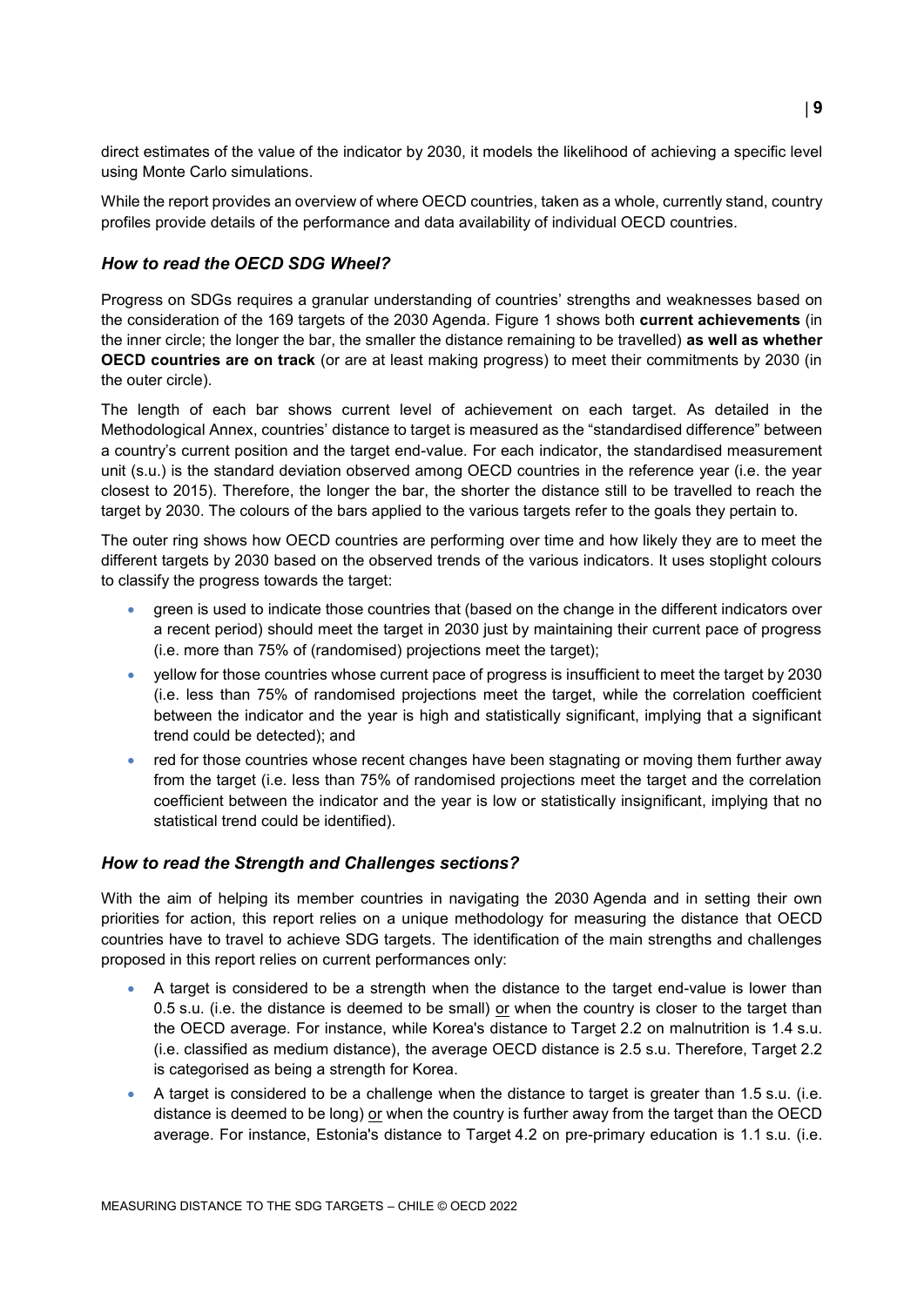direct estimates of the value of the indicator by 2030, it models the likelihood of achieving a specific level using Monte Carlo simulations.

While the report provides an overview of where OECD countries, taken as a whole, currently stand, country profiles provide details of the performance and data availability of individual OECD countries.

### *How to read the OECD SDG Wheel?*

Progress on SDGs requires a granular understanding of countries' strengths and weaknesses based on the consideration of the 169 targets of the 2030 Agenda. Figure 1 shows both **current achievements** (in the inner circle; the longer the bar, the smaller the distance remaining to be travelled) **as well as whether OECD countries are on track** (or are at least making progress) to meet their commitments by 2030 (in the outer circle).

The length of each bar shows current level of achievement on each target. As detailed in the Methodological Annex, countries' distance to target is measured as the "standardised difference" between a country's current position and the target end-value. For each indicator, the standardised measurement unit (s.u.) is the standard deviation observed among OECD countries in the reference year (i.e. the year closest to 2015). Therefore, the longer the bar, the shorter the distance still to be travelled to reach the target by 2030. The colours of the bars applied to the various targets refer to the goals they pertain to.

The outer ring shows how OECD countries are performing over time and how likely they are to meet the different targets by 2030 based on the observed trends of the various indicators. It uses stoplight colours to classify the progress towards the target:

- green is used to indicate those countries that (based on the change in the different indicators over a recent period) should meet the target in 2030 just by maintaining their current pace of progress (i.e. more than 75% of (randomised) projections meet the target);
- yellow for those countries whose current pace of progress is insufficient to meet the target by 2030 (i.e. less than 75% of randomised projections meet the target, while the correlation coefficient between the indicator and the year is high and statistically significant, implying that a significant trend could be detected); and
- red for those countries whose recent changes have been stagnating or moving them further away from the target (i.e. less than 75% of randomised projections meet the target and the correlation coefficient between the indicator and the year is low or statistically insignificant, implying that no statistical trend could be identified).

### *How to read the Strength and Challenges sections?*

With the aim of helping its member countries in navigating the 2030 Agenda and in setting their own priorities for action, this report relies on a unique methodology for measuring the distance that OECD countries have to travel to achieve SDG targets. The identification of the main strengths and challenges proposed in this report relies on current performances only:

- A target is considered to be a strength when the distance to the target end-value is lower than 0.5 s.u. (i.e. the distance is deemed to be small) or when the country is closer to the target than the OECD average. For instance, while Korea's distance to Target 2.2 on malnutrition is 1.4 s.u. (i.e. classified as medium distance), the average OECD distance is 2.5 s.u. Therefore, Target 2.2 is categorised as being a strength for Korea.
- A target is considered to be a challenge when the distance to target is greater than 1.5 s.u. (i.e. distance is deemed to be long) or when the country is further away from the target than the OECD average. For instance, Estonia's distance to Target 4.2 on pre-primary education is 1.1 s.u. (i.e.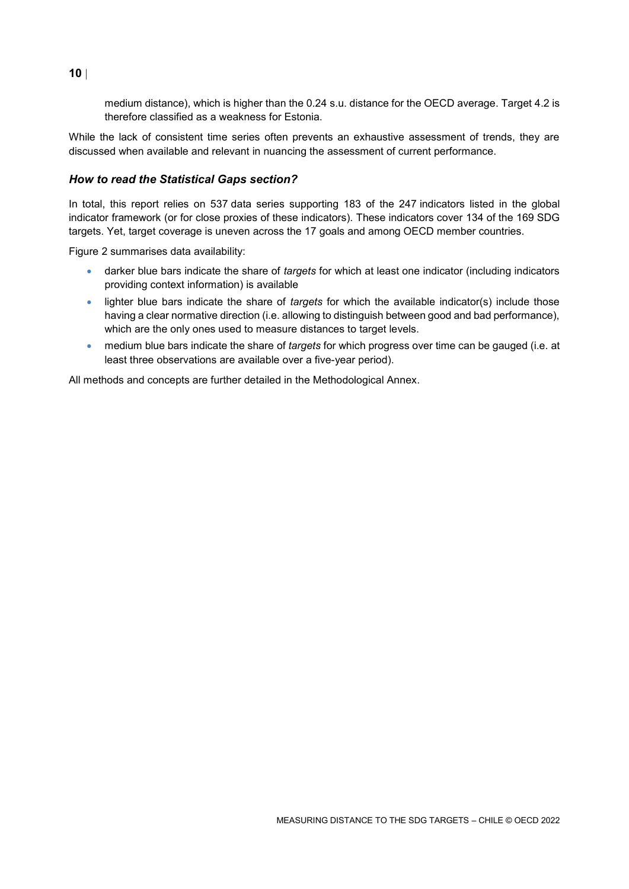medium distance), which is higher than the 0.24 s.u. distance for the OECD average. Target 4.2 is therefore classified as a weakness for Estonia.

While the lack of consistent time series often prevents an exhaustive assessment of trends, they are discussed when available and relevant in nuancing the assessment of current performance.

### *How to read the Statistical Gaps section?*

In total, this report relies on 537 data series supporting 183 of the 247 indicators listed in the global indicator framework (or for close proxies of these indicators). These indicators cover 134 of the 169 SDG targets. Yet, target coverage is uneven across the 17 goals and among OECD member countries.

Figure 2 summarises data availability:

- darker blue bars indicate the share of *targets* for which at least one indicator (including indicators providing context information) is available
- lighter blue bars indicate the share of *targets* for which the available indicator(s) include those having a clear normative direction (i.e. allowing to distinguish between good and bad performance), which are the only ones used to measure distances to target levels.
- medium blue bars indicate the share of *targets* for which progress over time can be gauged (i.e. at least three observations are available over a five-year period).

All methods and concepts are further detailed in the Methodological Annex.